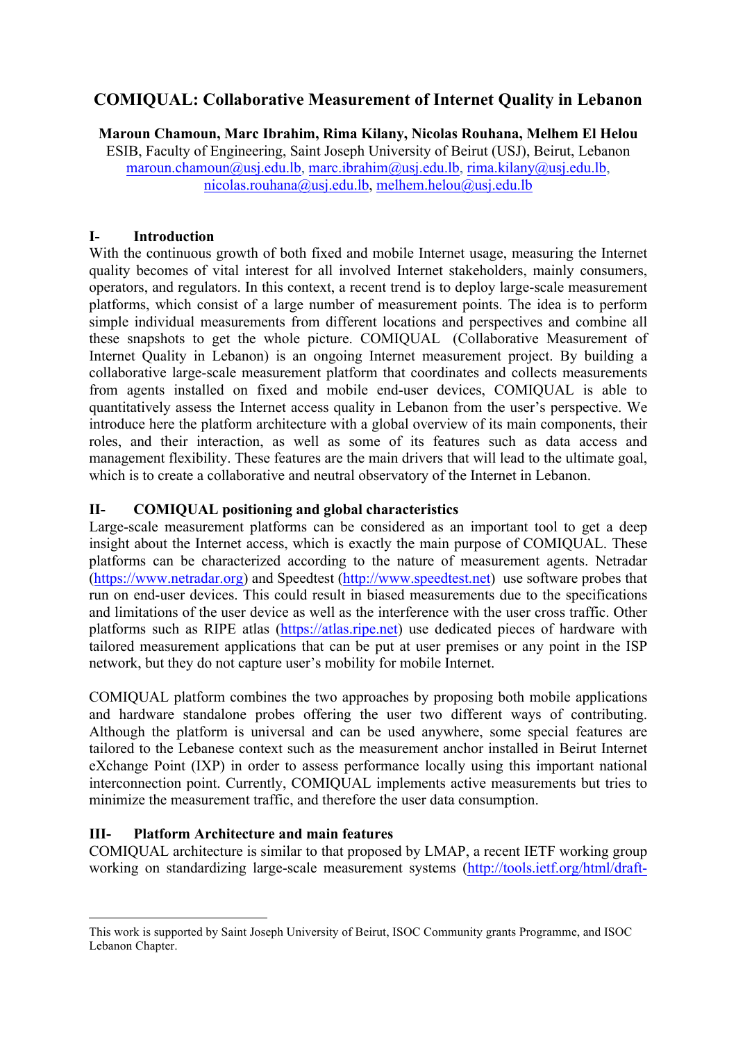# COMIQUAL: Collaborative Measurement of Internet Quality in Lebanon

**Maroun Chamoun, Marc Ibrahim, Rima Kilany, Nicolas Rouhana, Melhem El Helou**

ESIB, Faculty of Engineering, Saint Joseph University of Beirut (USJ), Beirut, Lebanon

maroun.chamoun@usj.edu.lb, marc.ibrahim@usj.edu.lb, rima.kilany@usj.edu.lb, nicolas.rouhana@usj.edu.lb, melhem.helou@usj.edu.lb

## I- Introduction

With the continuous growth of both fixed and mobile Internet usage, measuring the Internet quality becomes of vital interest for all involved Internet stakeholders, mainly consumers, operators, and regulators. In this context, a recent trend is to deploy large-scale measurement platforms, which consist of a large number of measurement points. The idea is to perform simple individual measurements from different locations and perspectives and combine all these snapshots to get the whole picture. COMIQUAL (Collaborative Measurement of Internet Quality in Lebanon) is an ongoing Internet measurement project. By building a collaborative large-scale measurement platform that coordinates and collects measurements from agents installed on fixed and mobile end-user devices, COMIQUAL is able to quantitatively assess the Internet access quality in Lebanon from the user's perspective. We introduce here the platform architecture with a global overview of its main components, their roles, and their interaction, as well as some of its features such as data access and management flexibility. These features are the main drivers that will lead to the ultimate goal, which is to create a collaborative and neutral observatory of the Internet in Lebanon.

## II- COMIQUAL positioning and global characteristics

Large-scale measurement platforms can be considered as an important tool to get a deep insight about the Internet access, which is exactly the main purpose of COMIQUAL. These platforms can be characterized according to the nature of measurement agents. Netradar (https://www.netradar.org) and Speedtest (http://www.speedtest.net) use software probes that run on end-user devices. This could result in biased measurements due to the specifications and limitations of the user device as well as the interference with the user cross traffic. Other platforms such as RIPE atlas (https://atlas.ripe.net) use dedicated pieces of hardware with tailored measurement applications that can be put at user premises or any point in the ISP network, but they do not capture user's mobility for mobile Internet.

COMIQUAL platform combines the two approaches by proposing both mobile applications and hardware standalone probes offering the user two different ways of contributing. Although the platform is universal and can be used anywhere, some special features are tailored to the Lebanese context such as the measurement anchor installed in Beirut Internet eXchange Point (IXP) in order to assess performance locally using this important national interconnection point. Currently, COMIQUAL implements active measurements but tries to minimize the measurement traffic, and therefore the user data consumption.

## III- Platform Architecture and main features

COMIQUAL architecture is similar to that proposed by LMAP, a recent IETF working group working on standardizing large-scale measurement systems (http://tools.ietf.org/html/draft-

---

This work is supported by Saint Joseph University of Beirut, ISOC Community grants Programme, and ISOC Lebanon Chapter.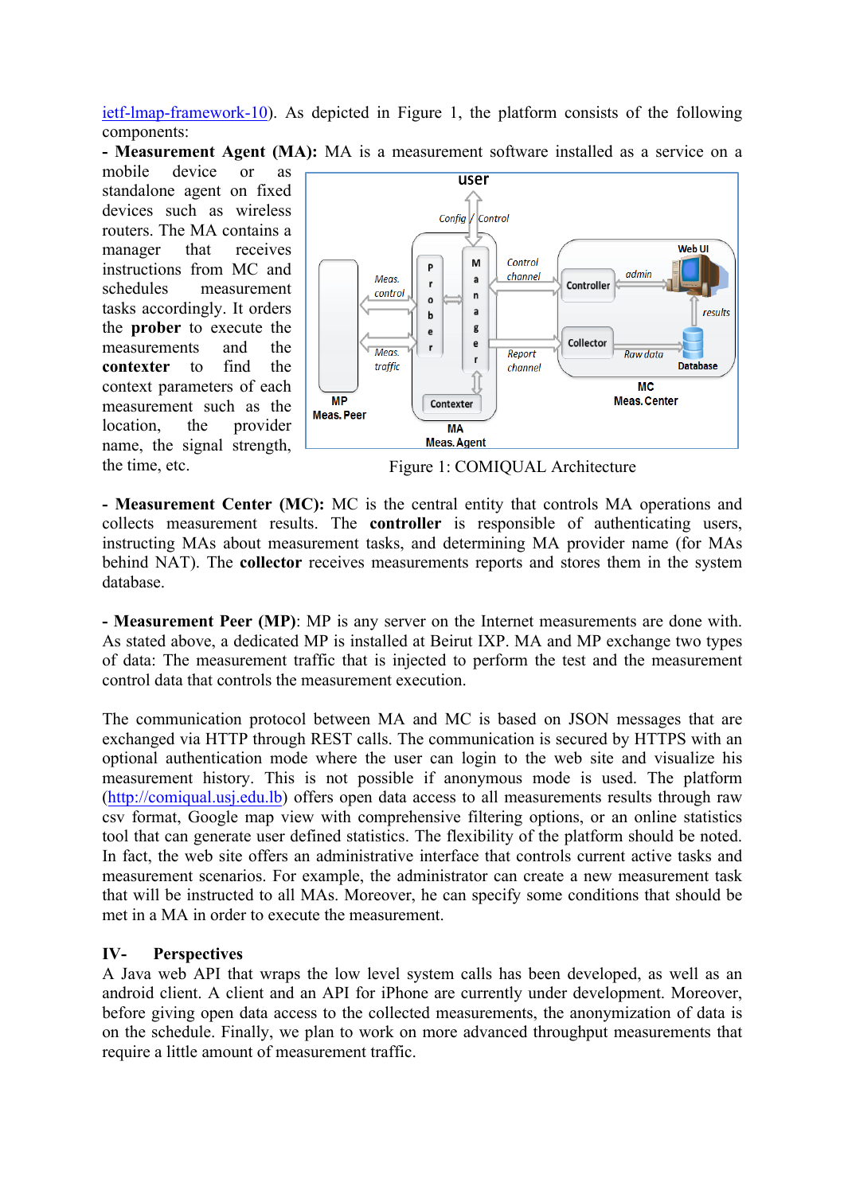ietf-lmap-framework-10). As depicted in Figure 1, the platform consists of the following components:

- **Measurement Agent (MA):** MA is a measurement software installed as a service on a mobile device or as standalone agent on fixed devices such as wireless routers. The MA contains a manager that receives instructions from MC and schedules measurement tasks accordingly. It orders the **prober** to execute the measurements and the **contexter** to find the context parameters of each measurement such as the location, the provider name, the signal strength, the time, etc.

user
Config / Control
Meas. control
Meas. traffic
Prober
Manager
Contexter
Control channel
Report channel
Controller
Collector
admin
Web UI
results
Raw data
Database
MP
Meas. Peer
MA
Meas. Agent
MC
Meas. Center

Figure 1: COMIQUAL Architecture

- **Measurement Center (MC):** MC is the central entity that controls MA operations and collects measurement results. The **controller** is responsible of authenticating users, instructing MAs about measurement tasks, and determining MA provider name (for MAs behind NAT). The **collector** receives measurements reports and stores them in the system database.

- **Measurement Peer (MP)**: MP is any server on the Internet measurements are done with. As stated above, a dedicated MP is installed at Beirut IXP. MA and MP exchange two types of data: The measurement traffic that is injected to perform the test and the measurement control data that controls the measurement execution.

The communication protocol between MA and MC is based on JSON messages that are exchanged via HTTP through REST calls. The communication is secured by HTTPS with an optional authentication mode where the user can login to the web site and visualize his measurement history. This is not possible if anonymous mode is used. The platform (http://comiqual.usj.edu.lb) offers open data access to all measurements results through raw csv format, Google map view with comprehensive filtering options, or an online statistics tool that can generate user defined statistics. The flexibility of the platform should be noted. In fact, the web site offers an administrative interface that controls current active tasks and measurement scenarios. For example, the administrator can create a new measurement task that will be instructed to all MAs. Moreover, he can specify some conditions that should be met in a MA in order to execute the measurement.

## IV- Perspectives

A Java web API that wraps the low level system calls has been developed, as well as an android client. A client and an API for iPhone are currently under development. Moreover, before giving open data access to the collected measurements, the anonymization of data is on the schedule. Finally, we plan to work on more advanced throughput measurements that require a little amount of measurement traffic.